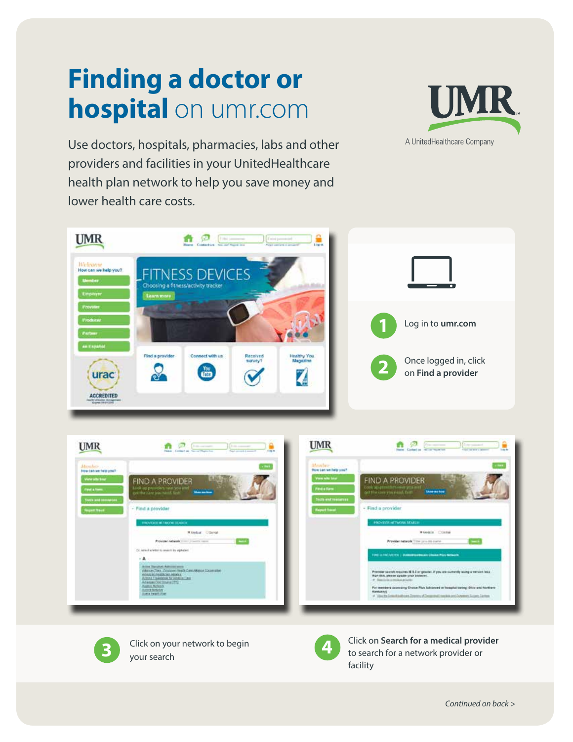# Finding a doctor or hospital on umr.com

UMR
A UnitedHealthcare Company

Use doctors, hospitals, pharmacies, labs and other providers and facilities in your UnitedHealthcare health plan network to help you save money and lower health care costs.

1. Log in to **umr.com**
2. Once logged in, click on **Find a provider**
3. Click on your network to begin your search
4. Click on **Search for a medical provider** to search for a network provider or facility

*Continued on back >*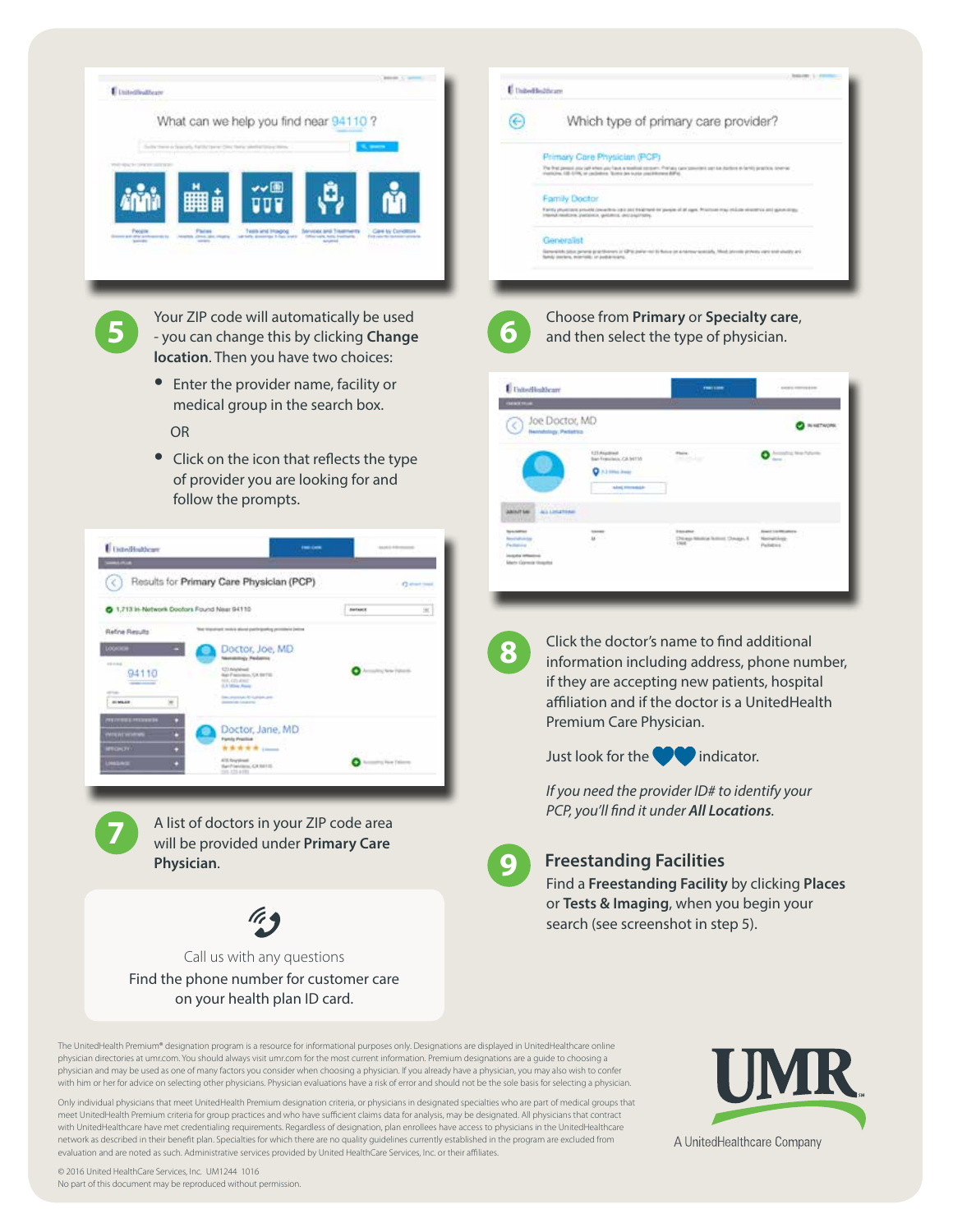**5** Your ZIP code will automatically be used - you can change this by clicking **Change location.** Then you have two choices:

- Enter the provider name, facility or medical group in the search box.

  OR

- Click on the icon that reflects the type of provider you are looking for and follow the prompts.

**6** Choose from **Primary** or **Specialty care**, and then select the type of physician.

**7** A list of doctors in your ZIP code area will be provided under **Primary Care Physician**.

Call us with any questions

Find the phone number for customer care on your health plan ID card.

**8** Click the doctor's name to find additional information including address, phone number, if they are accepting new patients, hospital affiliation and if the doctor is a UnitedHealth Premium Care Physician.

Just look for the ♥♥ indicator.

*If you need the provider ID# to identify your PCP, you'll find it under **All Locations**.*

**9** **Freestanding Facilities**

Find a **Freestanding Facility** by clicking **Places** or **Tests & Imaging**, when you begin your search (see screenshot in step 5).

The UnitedHealth Premium® designation program is a resource for informational purposes only. Designations are displayed in UnitedHealthcare online physician directories at umr.com. You should always visit umr.com for the most current information. Premium designations are a guide to choosing a physician and may be used as one of many factors you consider when choosing a physician. If you already have a physician, you may also wish to confer with him or her for advice on selecting other physicians. Physician evaluations have a risk of error and should not be the sole basis for selecting a physician.

Only individual physicians that meet UnitedHealth Premium designation criteria, or physicians in designated specialties who are part of medical groups that meet UnitedHealth Premium criteria for group practices and who have sufficient claims data for analysis, may be designated. All physicians that contract with UnitedHealthcare have met credentialing requirements. Regardless of designation, plan enrollees have access to physicians in the UnitedHealthcare network as described in their benefit plan. Specialties for which there are no quality guidelines currently established in the program are excluded from evaluation and are noted as such. Administrative services provided by United HealthCare Services, Inc. or their affiliates.

© 2016 United HealthCare Services, Inc. UM1244 1016
No part of this document may be reproduced without permission.

UMR
A UnitedHealthcare Company